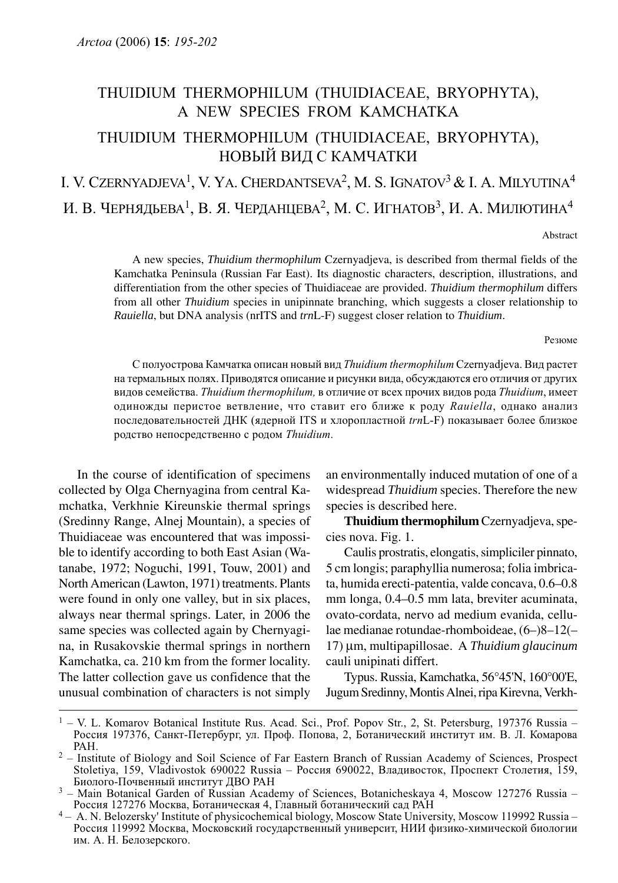# THUIDIUM THERMOPHILUM (THUIDIACEAE, BRYOPHYTA), A NEW SPECIES FROM KAMCHATKA

# THUIDIUM THERMOPHILUM (THUIDIACEAE, BRYOPHYTA), НОВЫЙ ВИД С КАМЧАТКИ

I. V. CZERNYADJEVA[1], V. YA. CHERDANTSEVA[2], M. S. IGNATOV[3] & I. A. MILYUTINA[4]

И. В. ЧЕРНЯДЬЕВА[1], В. Я. ЧЕРДАНЦЕВА[2], М. С. ИГНАТОВ[3], И. А. МИЛЮТИНА[4]

Abstract

A new species, *Thuidium thermophilum* Czernyadjeva, is described from thermal fields of the Kamchatka Peninsula (Russian Far East). Its diagnostic characters, description, illustrations, and differentiation from the other species of Thuidiaceae are provided. *Thuidium thermophilum* differs from all other *Thuidium* species in unipinnate branching, which suggests a closer relationship to *Rauiella*, but DNA analysis (nrITS and *trn*L-F) suggest closer relation to *Thuidium*.

Резюме

С полуострова Камчатка описан новый вид *Thuidium thermophilum* Czernyadjeva. Вид растет на термальных полях. Приводятся описание и рисунки вида, обсуждаются его отличия от других видов семейства. *Thuidium thermophilum,* в отличие от всех прочих видов рода *Thuidium*, имеет одножды перистое ветвление, что ставит его ближе к роду *Rauiella*, однако анализ последовательностей ДНК (ядерной ITS и хлоропластной *trn*L-F) показывает более близкое родство непосредственно с родом *Thuidium*.

In the course of identification of specimens collected by Olga Chernyagina from central Kamchatka, Verkhnie Kireunskie thermal springs (Sredinny Range, Alnej Mountain), a species of Thuidiaceae was encountered that was impossible to identify according to both East Asian (Watanabe, 1972; Noguchi, 1991, Touw, 2001) and North American (Lawton, 1971) treatments. Plants were found in only one valley, but in six places, always near thermal springs. Later, in 2006 the same species was collected again by Chernyagina, in Rusakovskie thermal springs in northern Kamchatka, ca. 210 km from the former locality. The latter collection gave us confidence that the unusual combination of characters is not simply an environmentally induced mutation of one of a widespread *Thuidium* species. Therefore the new species is described here.

**Thuidium thermophilum** Czernyadjeva, species nova. Fig. 1.

Caulis prostratis, elongatis, simpliciler pinnato, 5 cm longis; paraphyllia numerosa; folia imbricata, humida erecti-patentia, valde concava, 0.6–0.8 mm longa, 0.4–0.5 mm lata, breviter acuminata, ovato-cordata, nervo ad medium evanida, cellulae medianae rotundae-rhomboideae, (6–)8–12(–17) μm, multipapillosae. A *Thuidium glaucinum* cauli unipinati differt.

Typus. Russia, Kamchatka, 56°45'N, 160°00'E, Jugum Sredinny, Montis Alnei, ripa Kirevna, Verkh-

---

[1] – V. L. Komarov Botanical Institute Rus. Acad. Sci., Prof. Popov Str., 2, St. Petersburg, 197376 Russia – Россия 197376, Санкт-Петербург, ул. Проф. Попова, 2, Ботанический институт им. В. Л. Комарова РАН.

[2] – Institute of Biology and Soil Science of Far Eastern Branch of Russian Academy of Sciences, Prospect Stoletiya, 159, Vladivostok 690022 Russia – Россия 690022, Владивосток, Проспект Столетия, 159, Биолого-Почвенный институт ДВО РАН

[3] – Main Botanical Garden of Russian Academy of Sciences, Botanicheskaya 4, Moscow 127276 Russia – Россия 127276 Москва, Ботаническая 4, Главный ботанический сад РАН

[4] – A. N. Belozersky' Institute of physicochemical biology, Moscow State University, Moscow 119992 Russia – Россия 119992 Москва, Московский государственный университ, НИИ физико-химической биологии им. А. Н. Белозерского.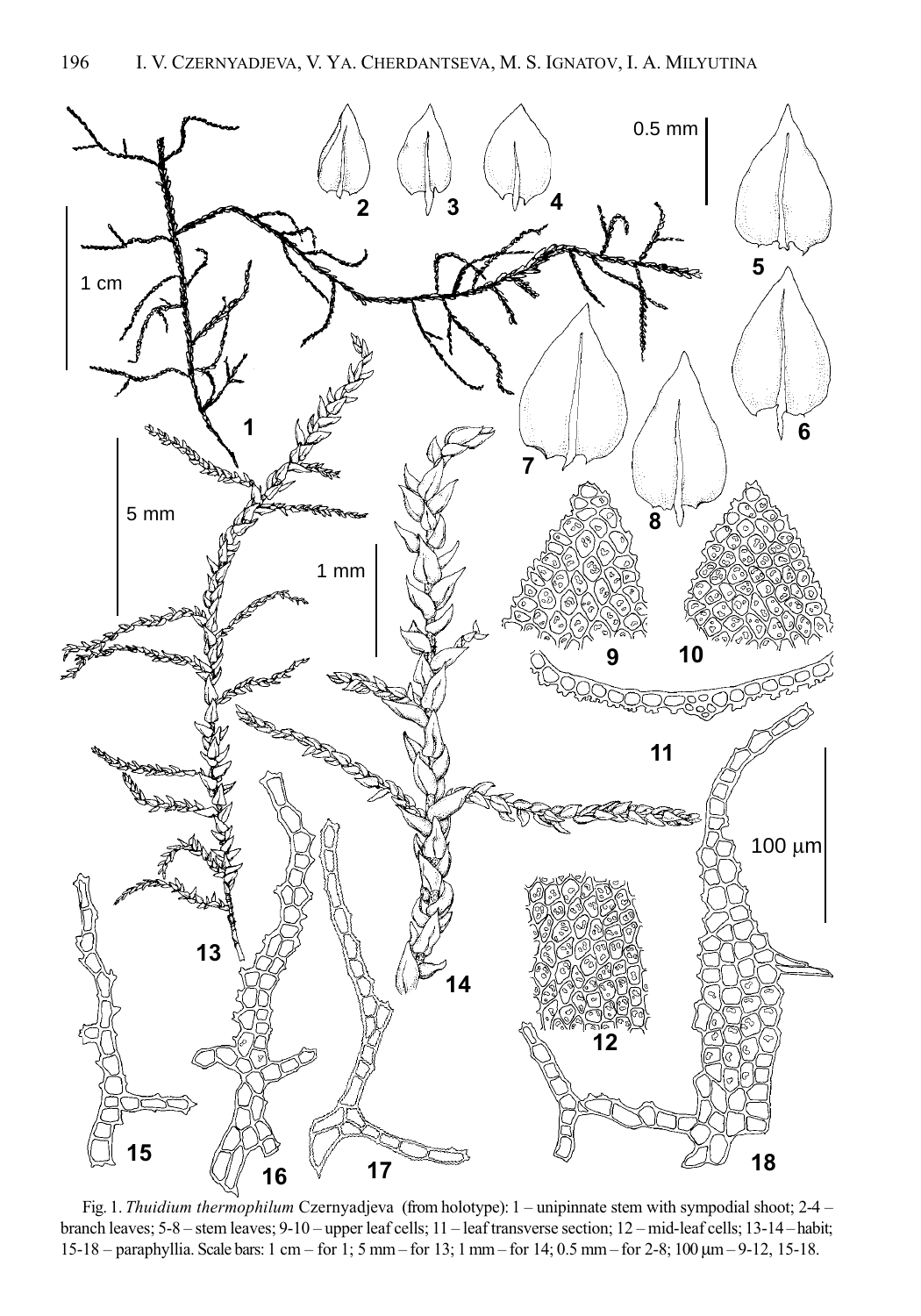Fig. 1. *Thuidium thermophilum* Czernyadjeva (from holotype): 1 – unipinnate stem with sympodial shoot; 2-4 – branch leaves; 5-8 – stem leaves; 9-10 – upper leaf cells; 11 – leaf transverse section; 12 – mid-leaf cells; 13-14 – habit; 15-18 – paraphyllia. Scale bars: 1 cm – for 1; 5 mm – for 13; 1 mm – for 14; 0.5 mm – for 2-8; 100 μm – 9-12, 15-18.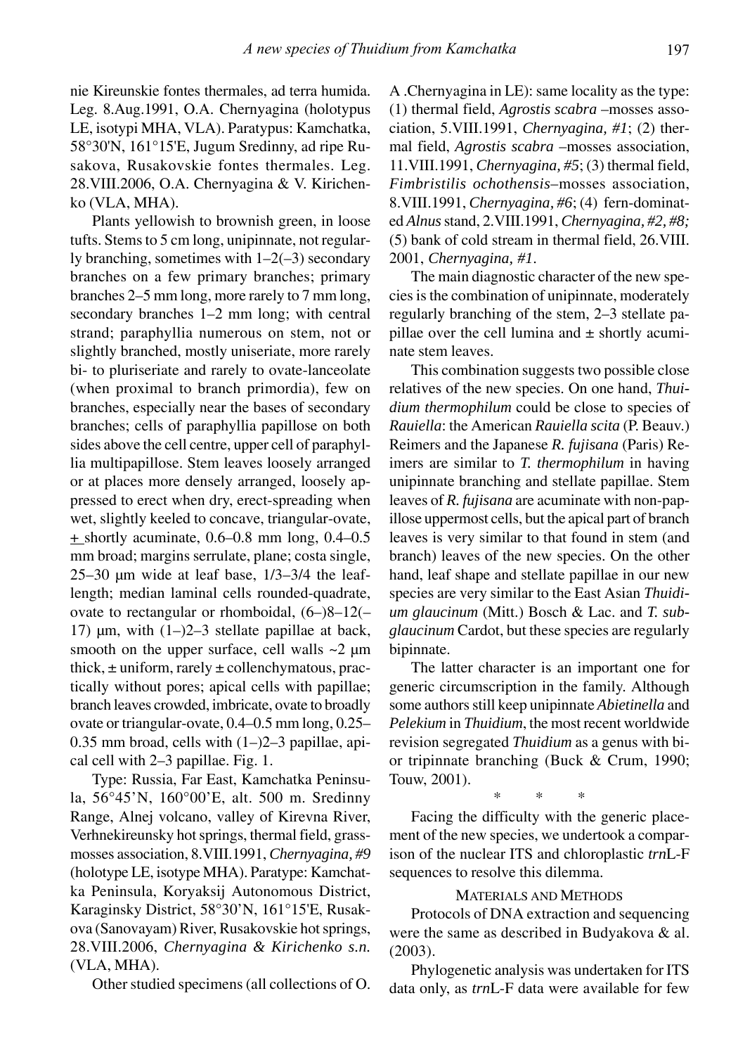nie Kireunskie fontes thermales, ad terra humida. Leg. 8.Aug.1991, O.A. Chernyagina (holotypus LE, isotypi MHA, VLA). Paratypus: Kamchatka, 58°30'N, 161°15'E, Jugum Sredinny, ad ripe Rusakova, Rusakovskie fontes thermales. Leg. 28.VIII.2006, O.A. Chernyagina & V. Kirichenko (VLA, MHA).

Plants yellowish to brownish green, in loose tufts. Stems to 5 cm long, unipinnate, not regularly branching, sometimes with 1–2(–3) secondary branches on a few primary branches; primary branches 2–5 mm long, more rarely to 7 mm long, secondary branches 1–2 mm long; with central strand; paraphyllia numerous on stem, not or slightly branched, mostly uniseriate, more rarely bi- to pluriseriate and rarely to ovate-lanceolate (when proximal to branch primordia), few on branches, especially near the bases of secondary branches; cells of paraphyllia papillose on both sides above the cell centre, upper cell of paraphyllia multipapillose. Stem leaves loosely arranged or at places more densely arranged, loosely appressed to erect when dry, erect-spreading when wet, slightly keeled to concave, triangular-ovate, ± shortly acuminate, 0.6–0.8 mm long, 0.4–0.5 mm broad; margins serrulate, plane; costa single, 25–30 µm wide at leaf base, 1/3–3/4 the leaf-length; median laminal cells rounded-quadrate, ovate to rectangular or rhomboidal, (6–)8–12(–17) µm, with (1–)2–3 stellate papillae at back, smooth on the upper surface, cell walls ~2 µm thick, ± uniform, rarely ± collenchymatous, practically without pores; apical cells with papillae; branch leaves crowded, imbricate, ovate to broadly ovate or triangular-ovate, 0.4–0.5 mm long, 0.25–0.35 mm broad, cells with (1–)2–3 papillae, apical cell with 2–3 papillae. Fig. 1.

Type: Russia, Far East, Kamchatka Peninsula, 56°45'N, 160°00'E, alt. 500 m. Sredinny Range, Alnej volcano, valley of Kirevna River, Verhnekireunsky hot springs, thermal field, grass-mosses association, 8.VIII.1991, *Chernyagina, #9* (holotype LE, isotype MHA). Paratype: Kamchatka Peninsula, Koryaksij Autonomous District, Karaginsky District, 58°30'N, 161°15'E, Rusakova (Sanovayam) River, Rusakovskie hot springs, 28.VIII.2006, *Chernyagina & Kirichenko s.n.* (VLA, MHA).

Other studied specimens (all collections of O. A .Chernyagina in LE): same locality as the type: (1) thermal field, *Agrostis scabra* –mosses association, 5.VIII.1991, *Chernyagina, #1*; (2) thermal field, *Agrostis scabra* –mosses association, 11.VIII.1991, *Chernyagina, #5*; (3) thermal field, *Fimbristilis ochothensis*–mosses association, 8.VIII.1991, *Chernyagina, #6*; (4) fern-dominated *Alnus* stand, 2.VIII.1991, *Chernyagina, #2, #8;* (5) bank of cold stream in thermal field, 26.VIII. 2001, *Chernyagina, #1.*

The main diagnostic character of the new species is the combination of unipinnate, moderately regularly branching of the stem, 2–3 stellate papillae over the cell lumina and ± shortly acuminate stem leaves.

This combination suggests two possible close relatives of the new species. On one hand, *Thuidium thermophilum* could be close to species of *Rauiella*: the American *Rauiella scita* (P. Beauv.) Reimers and the Japanese *R. fujisana* (Paris) Reimers are similar to *T. thermophilum* in having unipinnate branching and stellate papillae. Stem leaves of *R. fujisana* are acuminate with non-papillose uppermost cells, but the apical part of branch leaves is very similar to that found in stem (and branch) leaves of the new species. On the other hand, leaf shape and stellate papillae in our new species are very similar to the East Asian *Thuidium glaucinum* (Mitt.) Bosch & Lac. and *T. subglaucinum* Cardot, but these species are regularly bipinnate.

The latter character is an important one for generic circumscription in the family. Although some authors still keep unipinnate *Abietinella* and *Pelekium* in *Thuidium*, the most recent worldwide revision segregated *Thuidium* as a genus with bi- or tripinnate branching (Buck & Crum, 1990; Touw, 2001).

\*  \*  \*

Facing the difficulty with the generic placement of the new species, we undertook a comparison of the nuclear ITS and chloroplastic *trn*L-F sequences to resolve this dilemma.

## Materials and Methods

Protocols of DNA extraction and sequencing were the same as described in Budyakova & al. (2003).

Phylogenetic analysis was undertaken for ITS data only, as *trn*L-F data were available for few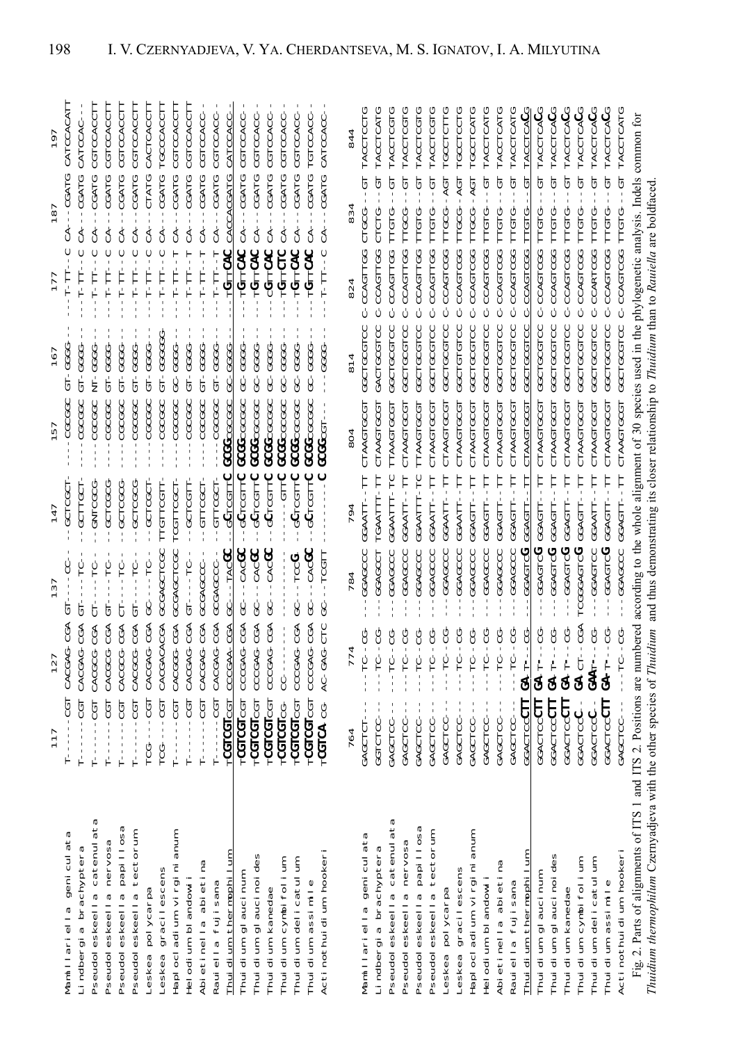```
                               117        127        137        147        157        167        177        187        197
Mamillariella geniculata       T------CGT CACGAG-CGA GT----CC-- --GCTCGCT- ---CGCGGC  GT-GGGG-   ---T-TT--C CA---CGATG CATCCACATT
Lindbergia brachyptera         T------CGT CACGAG-CGA GT----TC-- --GCTTGCT- ---CGCGGC  GT-GGGG-   ---T-TT--C CA---CGATG CATCCAC---
Pseudoleskeella catenulata     T------CGT CACGCG-CGA CT----TC-- --GNTCGCG- ---CGCGGC  NT-GGGG-   ---T-TT--C CA---CGATG CGTCCACCTT
Pseudoleskeella nervosa        T------CGT CACGCG-CGA GT----TC-- --GCTCGCG- ---CGCGGC  GT-GGGG-   ---T-TT--C CA---CGATG CGTCCACCTT
Pseudoleskeella papillosa      T------CGT CACGCG-CGA CT----TC-- --GCTCGCG- ---CGCGGC  GT-GGGG-   ---T-TT--C CA---CGATG CGTCCACCTT
Pseudoleskeella tectorum       T------CGT CACGCG-CGA GT----TC-- --GCTCGCG- ---CGCGGC  GT-GGGG-   ---T-TT--C CA---CGATG CGTCCACCTT
Leskea polycarpa               TCG----CGT CACGAG-CGA GC----TC-- --GCTCGCT- ---CGCGGC  GT-GGGG-   ---T-TT--C CA---CTATG CACTCACCTT
Leskea gracilescens            TCG----CGT CACGACACGA GCGAGCTCGC TTGTTCGTT- ---CGCGGC  GT-GGGGG   ---T-TT--C CA---CGATG TGCCCACCTT
Haplocladium virginianum       T------CGT CACGGG-CGA GCGAGCTCGC TCGTTCGCT- ---CGCGGC  GC-GGGG-   ---T-TT--T CA---CGATG CGTCCACCTT
Helodium blandowii             T------CGT CACGAG-CGA GT----TC-- --GCTCGTT- ---CGCGGC  GC-GGGG-   ---T-TT--T CA---CGATG CGTCCACCTT
Abietinella abietina           T------CGT CACGAG-CGA GCGAGCCC-- --GTTCGCT- ---CGCGGC  GT-GGGG-   ---T-TT--T CA---CGATG CGTCCACC--
Rauiella fujisana              T------CGT CACGAG-CGA GCGAGCCC-- --GTTCGCT- ---CGCGGC  GT-GGGG-   ---T-TT--T CA---CGATG CGTCCACC--
Thuidium thermophilum          TCGTCGTCGT CCCGAA-CGA GC---TACGC --GCTCGTTC GCGGCGCGGC GC-GGGG-   ---TGTTCAC CACCACGATG CATCCACC--
Thuidium glaucinum             TCGTCGTCGT CCCGAG-CGA GC---CACGC --GCTCGTTC GCGGCGCGGC GC-GGGG-   ---TGTTCAC CA---CGATG CGTCCACC--
Thuidium glaucinoides          TCGTCGTCGT CCCGAG-CGA GC---CACGC --GCTCGTTC GCGGCGCGGC GC-GGGG-   ---TGTTCAC CA---CGATG CGTCCACC--
Thuidium kanedae               TCGTCGTCGT CCCGAG-CGA GC---CACGC --GCTCGTTC GCGGCGCGGC GC-GGGG-   ---CGTTCAC CA---CGATG CGTCCACC--
Thuidium cymbifolium           TCGTCGTCG- CC-------- ---------- -----GTTC GCGGCGCGGC GC-GGGG-   ---TGTTCTC CA---CGATG CGTCCACC--
Thuidium delicatulum           TCGTCGTCGT CCCGAG-CGA GC---TCCG- --GCTCGTTC GCGGCGCGGC GC-GGGG-   ---TGTTCAC CA---CGATG CGTCCACC--
Thuidium assimile              TCGTCGTCGT CCCGAG-CGA GC---CACGC --GCTCGTTC GCGGCGCGGC GC-GGGG-   ---TGTTCAC CA---CGATG CGTCCACC--
Actinothuidium hookeri         TCGTCA-CG- AC-GAG-CTC GC---TCGTT ---------C GCGGCGT--- GC-GGGG-   ---T-TT--C CA---CGATG CATCCACC--

                               764        774        784        794        804        814         824        834        844
Mamillariella geniculata       GAGCTCT--- ---TC--CG- --GGAGCCC  GGAATT--TT CTAAGTGCGT GGCTCGCGTCC C-CCAGTTGG CTCGCG--GT TACCTCCTG
Lindbergia brachyptera         GGTCTCC--- ---TC--CG- --GGAGCCT  TGAATTT-TT CTAAGTGCGT GACTCGCGTCC C-CCAGTTGG CTCTCG--GT TACCTCATG
Pseudoleskeella catenulata     GAGCTCC--- ---TC--CG- --GGAGCCC  GGAATTT-TC TTAAGTGCGT GGCTCGCGTCC C-CCAGTTGG TTGTCG--GT TACCTCGTG
Pseudoleskeella nervosa        GAGCTCC--- ---TC--CG- --GGAGCCC  GGAATT--TT CTAAGTGCGT GGCTCGCGTCC C-CCAGTTGG TTGCCG--GT TACCTCGTG
Pseudoleskeella papillosa      GAGCTCC--- ---TC--CG- --GGAGCCC  GGAATTT-TC TTAAGTGCGT GGCTCGCGTCC C-CCAGTTGG TTGTCG--GT TACCTCGTG
Pseudoleskeella tectorum       GAGCTCC--- ---TC--CG- --GGAGCCC  GGAATT--TT CTAAGTGCGT GGCTCGCGTCC C-CCAGTTGG TTGTCG--GT TACCTCGTG
Leskea polycarpa               GAGCTCC--- ---TC--CG- --GGAGCCC  GGAATT--TT CTAAGTGCGT GGCTCGCGTCC C-CCAGTCGG TTGCCG--AGT TGCCTCTTG
Leskea gracilescens            GAGCTCC--- ---TC--CG- --GGAGCCC  GGAATT--TT CTAAGTGCGT GGCTGTGTCC C-CCAGTCGG TTGCCG--AGT TGCCTCCTG
Haplocladium virginianum       GAGCTCC--- ---TC--CG- --GGAGCCC  GGAGTT--TT CTAAGTGCGT GGCTCGCGTCC C-CCAGTCGG TTGCCG--AGT TGCCTCATG
Helodium blandowii             GAGCTCC--- ---TC--CG- --GGAGCCC  GGAGTT--TT CTAAGTGCGT GGCTCGCGTCC C-CCAGTCGG TTGTCG--GT TACCTCATG
Abietinella abietina           GAGCTCC--- ---TC--CG- --GGAGCCC  GGAGTT--TT CTAAGTGCGT GGCTCGCGTCC C-CCAGTCGG TTGTCG--GT TACCTCATG
Rauiella fujisana              GAGCTCC--- ---TC--CG- --GGAGCCC  GGAGTT--TT CTAAGTGCGT GGCTCGCGTCC C-CCAGTCGG TTGTCG--GT TACCTCATG
Thuidium thermophilum          GGACTCCCTT GA-T---CG- --GGAGTCG  GGAGTT--TT CTAAGTGCGT GGCTCGCGTCC C-CCAGTCGG TTGTCG--GT TACCTCACG
Thuidium glaucinum             GGACTCCCTT GA-T---CG- --GGAGTCG  GGAGTT--TT CTAAGTGCGT GGCTCGCGTCC C-CCAGTCGG TTGTCG--GT TACCTCACG
Thuidium glaucinoides          GGACTCCCTT GA-T---CG- --GGAGTCG  GGAGTT--TT CTAAGTGCGT GGCTCGCGTCC C-CCAGTCGG TTGTCG--GT TACCTCACG
Thuidium kanedae               GGACTCCCTT GA-T---CG- --GGAGTCG  GGAGTT--TT CTAAGTGCGT GGCTCGCGTCC C-CCAGTCGG TTGTCG--GT TACCTCACG
Thuidium cymbifolium           GGACTCCC-- GA-CT--CGA TCGGGAGTCG GGAGTT--TT CTAAGTGCGT GGCTCGCGTCC C-CCAGTCGG TTGTCG--GT TACCTCACG
Thuidium delicatulum           GGACTCCC-- GAAT---CG- --GGAGTCC  GGAATT--TT CTAAGTGCGT GGCTCGCGTCC C-CCARTCGG TTGTCG--GT TACCTCACG
Thuidium assimile              GGACTCCCTT GA-T---CG- --GGAGTCG  GGAGTT--TT CTAAGTGCGT GGCTCGCGTCC C-CCAGTCGG TTGTCG--GT TACCTCACG
Actinothuidium hookeri         GAGCTCC--- ---TC--CG- --GGAGCCC  GGAGTT--TT CTAAGTGCGT GGCTCGCGTCC C-CCAGTCGG TTGTCG--GT TACCTCATG
```

Fig. 2. Parts of alignments of ITS 1 and ITS 2. Positions are numbered according to the whole alignment of 30 species used in the phylogenetic analysis. Indels common for *Thuidium thermophilum* Czernyadjeva with the other species of *Thuidium* and thus demonstrating its closer relationship to *Thuidium* than to *Rauiella* are boldfaced.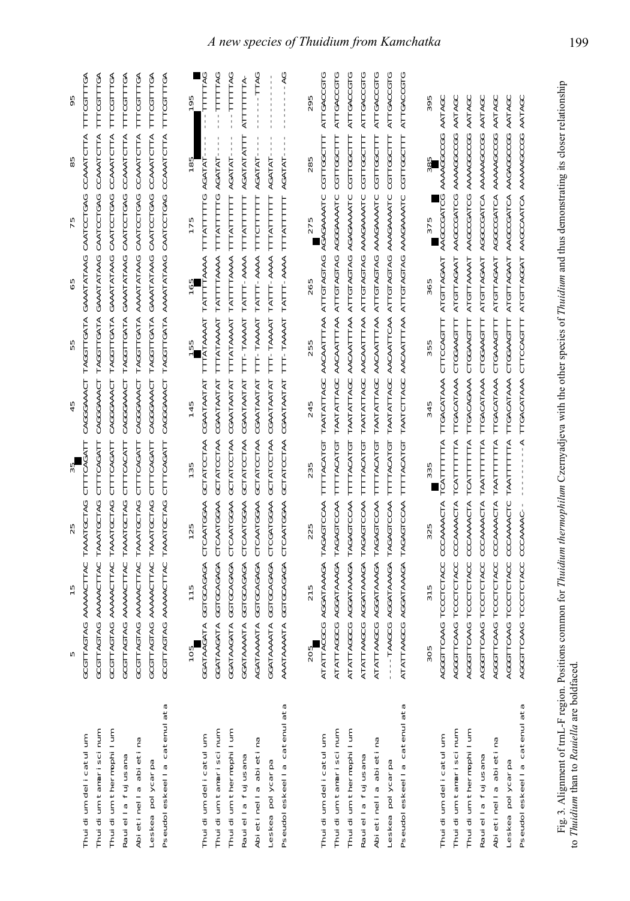```
                             5          15         25         35         45         55         65         75         85         95
Thuidium delicatulum       GCGTTAGTAG AAAAACTTAC TAAATGCTAG CTTTCAGATT CAGGGAAACT TAGGTTGATA GAAATATAAG CAATCCTGAG CCAAATCTTA TTTCGTTTGA
Thuidium tamariscinum      GCGTTAGTAG AAAAACTTAC TAAATGCTAG CTTTCAGATT CAGGGAAACT TAGGTTGATA GAAATATAAG CAATCCTGAG CCAAATCTTA TTTCGTTTGA
Thuidium thermophilum      GCGTTAGTAG AAAAACTTAC TAAATGCTAG CTTTCAGATT CAGGGAAACT TAGGTTGATA GAAATATAAG CAATCCTGAG CCAAATCTTA TTTCGTTTGA
Rauiella fujusana          GCGTTAGTAG AAAAACTTAC TAAATGCTAG CTTTCACATT CAGGGAAACT TAGGTTGATA GAAATATAAG CAATCCTGAG CCAAATCTTA TTTCGTTTGA
Abietinella abietina       GCGTTAGTAG AAAAACTTAC TAAATGCTAG CTTTCAGATT CAGGGAAACT TAGGTTGATA AAAATATAAG CAATCCTGAG CCAAATCTTA TTTCGTTTGA
Leskea polycarpa           GCGTTAGTAG AAAAACTTAC TAAATGCTAG CTTTCAGATT CAGGGAAACT TAGGTTGATA GAAATATAAG CAATCCTGAG CCAAATCTTA TTTCGTTTGA
Pseudoleskeella catenulata GCGTTAGTAG AAAAACTTAC TAAATGCTAG CTTTCAGATT CAGGGAAACT TAGGTTGATA AAAATATAAG CAATCCTGAG CCAAATCTTA TTTCGTTTGA

                           105        115        125        135        145        155        165        175        185        195
Thuidium delicatulum       GGATAAGATA GGTGCAGAGA CTCAATGGAA GCTATCCTAA CGAATAATAT TTTATAAAAT TATTTTAAAA TTTATTTTTG AGATAT---- ---TTTTTAG
Thuidium tamariscinum      GGATAAGATA GGTGCAGAGA CTCAATGGAA GCTATCCTAA CGAATAATAT TTTATAAAAT TATTTTAAAA TTTATTTTTG AGATAT---- ---TTTTTAG
Thuidium thermophilum      GGATAAGATA GGTGCAGAGA CTCAATGGAA GCTATCCTAA CGAATAATAT TTTATAAAAT TATTTTAAAA TTTATTTTTT AGATAT---- ---TTTTTAG
Rauiella fujusana          GGATAAAATA GGTGCAGAGA CTCAATGGAA GCTATCCTAA CGAATAATAT TTT-TAAAAT TATTT-AAAA TTTATTTTTT AGATATATTT ATTTTTTA-
Abietinella abietina       AGATAAAATA GGTGCAGAGA CTCAATGGAA GCTATCCTAA CGAATAATAT TTT-TAAAAT TATTT-AAAA TTTCTTTTTT AGATAT---- ------TTAG
Leskea polycarpa           GGATAAAATA GGTGCAGAGA CTCGATGGAA GCTATCCTAA CGAATAATAT TTT-TAAAAT TATTT-AAAA TTTATTTTTT AGATAT---- ----------
Pseudoleskeella catenulata AAATAAAATA GGTGCAGAGA CTCAATGGAA GCTATCCTAA CGAATAATAT TTT-TAAAAT TATTT-AAAA TTTATTTTTT AGATAT---- --------AG

                           205        215        225        235        245        255        265        275        285        295
Thuidium delicatulum       ATATTACGCG AGGATAAAGA TAGAGTCCAA TTTTACATGT TAATATTAGC AACAATTTAA ATTGTAGTAG AGAGAAAATC CGTTGCTTT ATTGACCGTG
Thuidium tamariscinum      ATATTAGGCG AGGATAAAGA TAGAGTCCAA TTTTACATGT TAATATTAGC AACAATTTAA ATTGTAGTAG AGGGAAAATC CGTTGCTTT ATTGACCGTG
Thuidium thermophilum      ATATTAGGCG AGGATAAAGA TAGAGTCCAA TTTTACATGT TAATATTAGC AACAATTTAA ATTGTAGTAG AGAGAAAATC CGTTGCTTT ATTGACCGTG
Rauiella fujusana          ATATTAAGCG AGGATAAAGA TAGAGTCCAA TTTTACATGT TAATATTAGC AACAATTTAA ATTGTAGTAG AAAGAAAATC CGTTGCTTT ATTGACCGTG
Abietinella abietina       ATATTAAGCG AGGATAAAGA TAGAGTCCAA TTTTACATGT TAATATTAGC AACAATTTAA ATTGTAGTAG AAAGAAAATC CGTTGCTTT ATTGACCGTG
Leskea polycarpa           ----TAAGCG AGGATAAAGA TAGAGTCCAA TTTTACATGT TAATATTAGC AACAATTCAA ATTGTAGTAG AAAGAAAATC CGTTGCTTT ATTGACCGTG
Pseudoleskeella catenulata ATATTAAGCG AGGATAAAGA TAGAGTCCAA TTTTACATGT TAATCTTAGC AACAATTTAA ATTGTAGTAG AAAGAAAATC CGTTGCTTT ATTGACCGTG

                           305        315        325        335        345        355        365        375        385        395
Thuidium delicatulum       AGGGTTCAAG TCCCTCTACC CCCAAAACTA TCATTTTTTA TTGACATAAA CTTCCAGTTT ATGTTAGAAT AAGCCGATCG AAAAGGCCGG AATAGC
Thuidium tamariscinum      AGGGTTCAAG TCCCTCTACC CCCAAAACTA TCATTTTTTA TTGACATAAA CTGGAAGTTT ATGTTAGAAT AAGCCGATCG AAAAGGCCGG AATAGC
Thuidium thermophilum      AGGGTTCAAG TCCCTCTACC CCCAAAACTA TCATTTTTTA TTGACAGAAA CTGGAAGTTT ATGTTAAAAT AAGCCGATCG AAAAGGCCGG AATAGC
Rauiella fujusana          AGGGTTCAAG TCCCTCTACC CCCAAAACTA TAATTTTTTA TTGACATAAA CTGGAAGTTT ATGTTAGAAT AGGCCGATCA AAAAAGCCGG AATAGC
Abietinella abietina       AGGGTTCAAG TCCCTCTACC CCCAAAACTA TAATTTTTTA TTGACATAAA CTGAAAGTTT ATGTTAGAAT AGGCCGATCA AAAAAGCCGG AATAGC
Leskea polycarpa           AGGGTTCAAG TCCCTCTACC CCCAAAACTC TAATTTTTTA TTGACATAAA CTGGAAGTTT ATGTTAGAAT AAGCCGATCA AAGAGGCCGG AATAGC
Pseudoleskeella catenulata AGGGTTCAAG TCCCTCTACC CCCAAAC--- ---------A TTGACATAAA CTTCCAGTTT ATGTTAGGAT AAGCCAATCA AAAAAGCCGG AATAGC
```

Fig. 3. Alignment of trnL-F region. Positions common for *Thuidium thermophilum* Czernyadjeva with the other species of *Thuidium* and thus demonstrating its closer relationship to *Thuidium* than to *Rauiella* are boldfaced.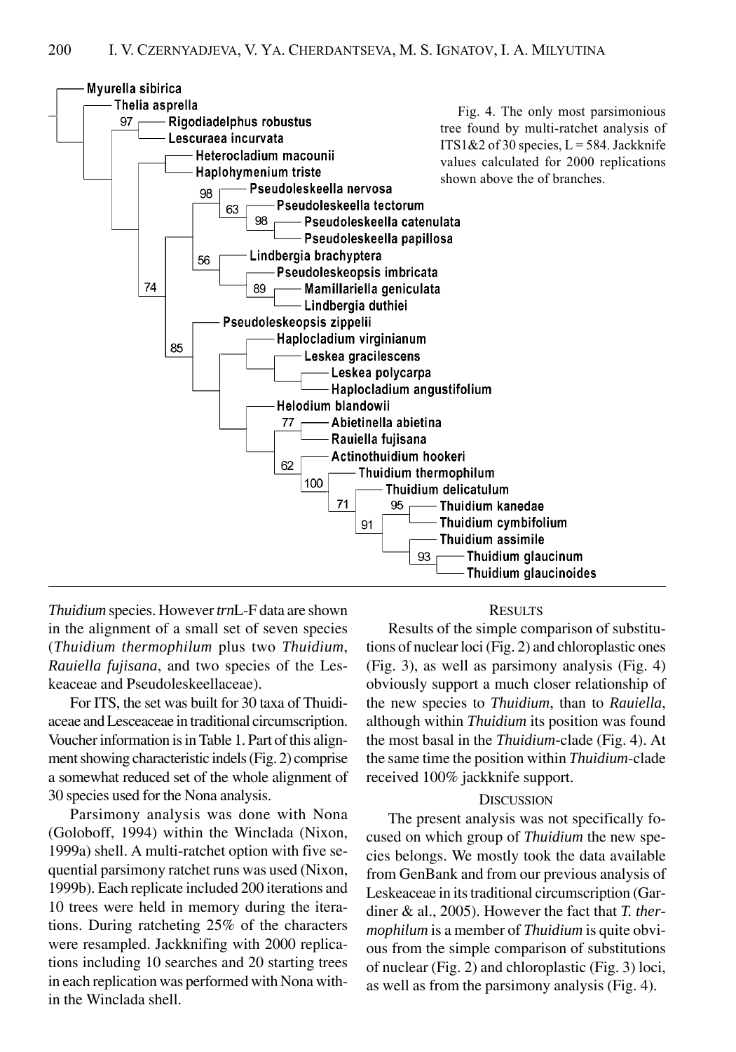Fig. 4. The only most parsimonious tree found by multi-ratchet analysis of ITS1&2 of 30 species, L = 584. Jackknife values calculated for 2000 replications shown above the of branches.

*Thuidium* species. However *trn*L-F data are shown in the alignment of a small set of seven species (*Thuidium thermophilum* plus two *Thuidium*, *Rauiella fujisana*, and two species of the Leskeaceae and Pseudoleskeellaceae).

For ITS, the set was built for 30 taxa of Thuidiaceae and Lesceaceae in traditional circumscription. Voucher information is in Table 1. Part of this alignment showing characteristic indels (Fig. 2) comprise a somewhat reduced set of the whole alignment of 30 species used for the Nona analysis.

Parsimony analysis was done with Nona (Goloboff, 1994) within the Winclada (Nixon, 1999a) shell. A multi-ratchet option with five sequential parsimony ratchet runs was used (Nixon, 1999b). Each replicate included 200 iterations and 10 trees were held in memory during the iterations. During ratcheting 25% of the characters were resampled. Jackknifing with 2000 replications including 10 searches and 20 starting trees in each replication was performed with Nona within the Winclada shell.

## RESULTS

Results of the simple comparison of substitutions of nuclear loci (Fig. 2) and chloroplastic ones (Fig. 3), as well as parsimony analysis (Fig. 4) obviously support a much closer relationship of the new species to *Thuidium*, than to *Rauiella*, although within *Thuidium* its position was found the most basal in the *Thuidium*-clade (Fig. 4). At the same time the position within *Thuidium*-clade received 100% jackknife support.

## DISCUSSION

The present analysis was not specifically focused on which group of *Thuidium* the new species belongs. We mostly took the data available from GenBank and from our previous analysis of Leskeaceae in its traditional circumscription (Gardiner & al., 2005). However the fact that *T. thermophilum* is a member of *Thuidium* is quite obvious from the simple comparison of substitutions of nuclear (Fig. 2) and chloroplastic (Fig. 3) loci, as well as from the parsimony analysis (Fig. 4).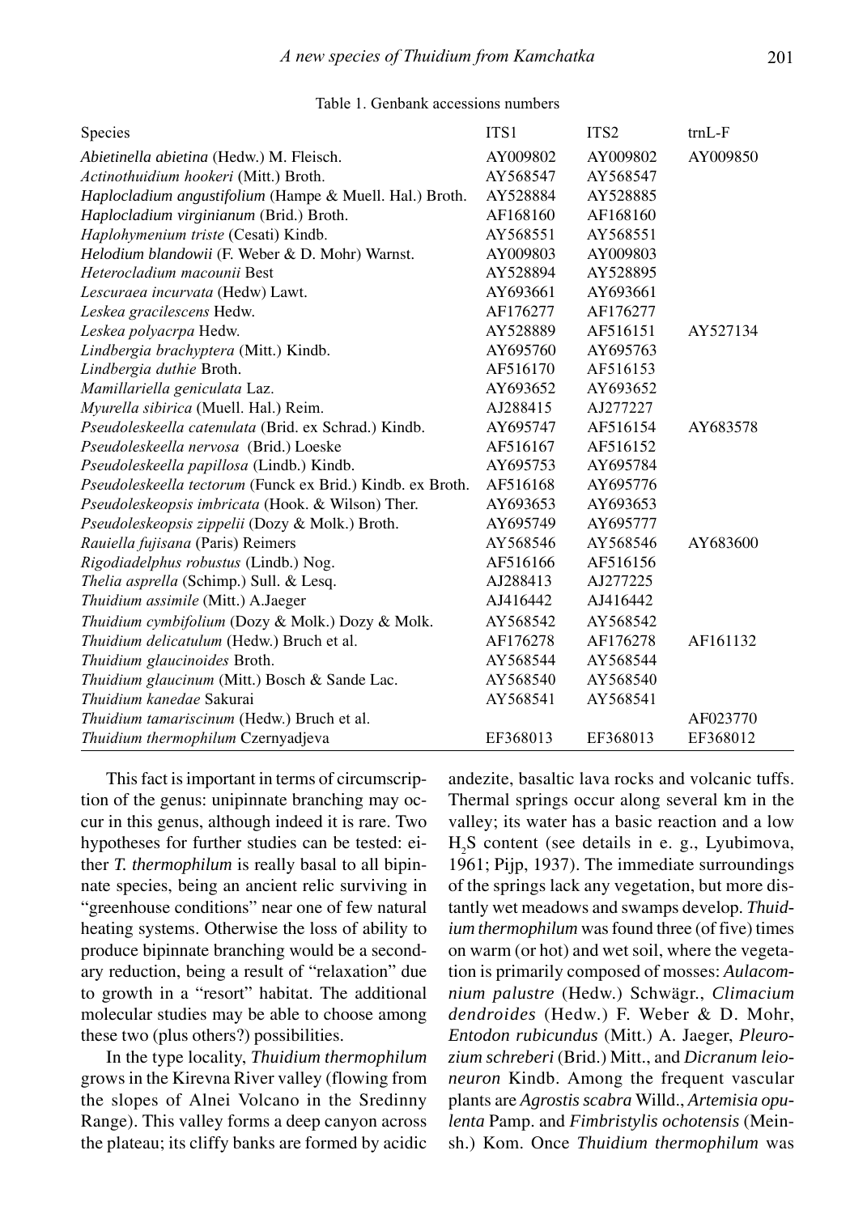Table 1. Genbank accessions numbers

| Species | ITS1 | ITS2 | trnL-F |
|---|---|---|---|
| *Abietinella abietina* (Hedw.) M. Fleisch. | AY009802 | AY009802 | AY009850 |
| *Actinothuidium hookeri* (Mitt.) Broth. | AY568547 | AY568547 | |
| *Haplocladium angustifolium* (Hampe & Muell. Hal.) Broth. | AY528884 | AY528885 | |
| *Haplocladium virginianum* (Brid.) Broth. | AF168160 | AF168160 | |
| *Haplohymenium triste* (Cesati) Kindb. | AY568551 | AY568551 | |
| *Helodium blandowii* (F. Weber & D. Mohr) Warnst. | AY009803 | AY009803 | |
| *Heterocladium macounii* Best | AY528894 | AY528895 | |
| *Lescuraea incurvata* (Hedw) Lawt. | AY693661 | AY693661 | |
| *Leskea gracilescens* Hedw. | AF176277 | AF176277 | |
| *Leskea polyacrpa* Hedw. | AY528889 | AF516151 | AY527134 |
| *Lindbergia brachyptera* (Mitt.) Kindb. | AY695760 | AY695763 | |
| *Lindbergia duthie* Broth. | AF516170 | AF516153 | |
| *Mamillariella geniculata* Laz. | AY693652 | AY693652 | |
| *Myurella sibirica* (Muell. Hal.) Reim. | AJ288415 | AJ277227 | |
| *Pseudoleskeella catenulata* (Brid. ex Schrad.) Kindb. | AY695747 | AF516154 | AY683578 |
| *Pseudoleskeella nervosa* (Brid.) Loeske | AF516167 | AF516152 | |
| *Pseudoleskeella papillosa* (Lindb.) Kindb. | AY695753 | AY695784 | |
| *Pseudoleskeella tectorum* (Funck ex Brid.) Kindb. ex Broth. | AF516168 | AY695776 | |
| *Pseudoleskeopsis imbricata* (Hook. & Wilson) Ther. | AY693653 | AY693653 | |
| *Pseudoleskeopsis zippelii* (Dozy & Molk.) Broth. | AY695749 | AY695777 | |
| *Rauiella fujisana* (Paris) Reimers | AY568546 | AY568546 | AY683600 |
| *Rigodiadelphus robustus* (Lindb.) Nog. | AF516166 | AF516156 | |
| *Thelia asprella* (Schimp.) Sull. & Lesq. | AJ288413 | AJ277225 | |
| *Thuidium assimile* (Mitt.) A.Jaeger | AJ416442 | AJ416442 | |
| *Thuidium cymbifolium* (Dozy & Molk.) Dozy & Molk. | AY568542 | AY568542 | |
| *Thuidium delicatulum* (Hedw.) Bruch et al. | AF176278 | AF176278 | AF161132 |
| *Thuidium glaucinoides* Broth. | AY568544 | AY568544 | |
| *Thuidium glaucinum* (Mitt.) Bosch & Sande Lac. | AY568540 | AY568540 | |
| *Thuidium kanedae* Sakurai | AY568541 | AY568541 | |
| *Thuidium tamariscinum* (Hedw.) Bruch et al. | | | AF023770 |
| *Thuidium thermophilum* Czernyadjeva | EF368013 | EF368013 | EF368012 |

This fact is important in terms of circumscription of the genus: unipinnate branching may occur in this genus, although indeed it is rare. Two hypotheses for further studies can be tested: either *T. thermophilum* is really basal to all bipinnate species, being an ancient relic surviving in "greenhouse conditions" near one of few natural heating systems. Otherwise the loss of ability to produce bipinnate branching would be a secondary reduction, being a result of "relaxation" due to growth in a "resort" habitat. The additional molecular studies may be able to choose among these two (plus others?) possibilities.

In the type locality, *Thuidium thermophilum* grows in the Kirevna River valley (flowing from the slopes of Alnei Volcano in the Sredinny Range). This valley forms a deep canyon across the plateau; its cliffy banks are formed by acidic andezite, basaltic lava rocks and volcanic tuffs. Thermal springs occur along several km in the valley; its water has a basic reaction and a low $H_2S$ content (see details in e. g., Lyubimova, 1961; Pijp, 1937). The immediate surroundings of the springs lack any vegetation, but more distantly wet meadows and swamps develop. *Thuidium thermophilum* was found three (of five) times on warm (or hot) and wet soil, where the vegetation is primarily composed of mosses: *Aulacomnium palustre* (Hedw.) Schwägr., *Climacium dendroides* (Hedw.) F. Weber & D. Mohr, *Entodon rubicundus* (Mitt.) A. Jaeger, *Pleurozium schreberi* (Brid.) Mitt., and *Dicranum leioneuron* Kindb. Among the frequent vascular plants are *Agrostis scabra* Willd., *Artemisia opulenta* Pamp. and *Fimbristylis ochotensis* (Meinsh.) Kom. Once *Thuidium thermophilum* was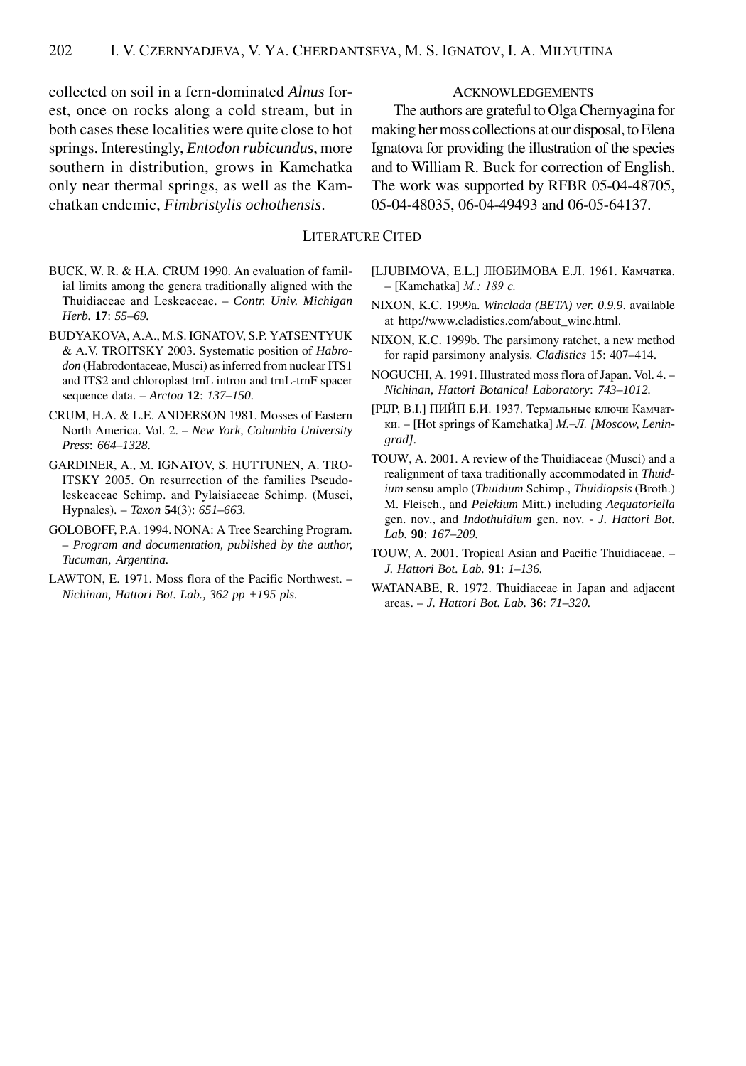collected on soil in a fern-dominated *Alnus* forest, once on rocks along a cold stream, but in both cases these localities were quite close to hot springs. Interestingly, *Entodon rubicundus*, more southern in distribution, grows in Kamchatka only near thermal springs, as well as the Kamchatkan endemic, *Fimbristylis ochothensis*.

## ACKNOWLEDGEMENTS

The authors are grateful to Olga Chernyagina for making her moss collections at our disposal, to Elena Ignatova for providing the illustration of the species and to William R. Buck for correction of English. The work was supported by RFBR 05-04-48705, 05-04-48035, 06-04-49493 and 06-05-64137.

## LITERATURE CITED

BUCK, W. R. & H.A. CRUM 1990. An evaluation of familial limits among the genera traditionally aligned with the Thuidiaceae and Leskeaceae. – *Contr. Univ. Michigan Herb.* **17**: *55–69.*

BUDYAKOVA, A.A., M.S. IGNATOV, S.P. YATSENTYUK & A.V. TROITSKY 2003. Systematic position of *Habrodon* (Habrodontaceae, Musci) as inferred from nuclear ITS1 and ITS2 and chloroplast trnL intron and trnL-trnF spacer sequence data. – *Arctoa* **12**: *137–150.*

CRUM, H.A. & L.E. ANDERSON 1981. Mosses of Eastern North America. Vol. 2. – *New York, Columbia University Press*: *664–1328.*

GARDINER, A., M. IGNATOV, S. HUTTUNEN, A. TROITSKY 2005. On resurrection of the families Pseudoleskeaceae Schimp. and Pylaisiaceae Schimp. (Musci, Hypnales). – *Taxon* **54**(3): *651–663.*

GOLOBOFF, P.A. 1994. NONA: A Tree Searching Program. – *Program and documentation, published by the author, Tucuman, Argentina.*

LAWTON, E. 1971. Moss flora of the Pacific Northwest. – *Nichinan, Hattori Bot. Lab., 362 pp +195 pls.*

[LJUBIMOVA, E.L.] ЛЮБИМОВА Е.Л. 1961. Камчатка. – [Kamchatka] *М.: 189 с.*

NIXON, K.C. 1999a. *Winclada (BETA) ver. 0.9.9*. available at http://www.cladistics.com/about_winc.html.

NIXON, K.C. 1999b. The parsimony ratchet, a new method for rapid parsimony analysis. *Cladistics* 15: 407–414.

NOGUCHI, A. 1991. Illustrated moss flora of Japan. Vol. 4. – *Nichinan, Hattori Botanical Laboratory*: *743–1012.*

[PIJP, B.I.] ПИЙП Б.И. 1937. Термальные ключи Камчатки. – [Hot springs of Kamchatka] *М.–Л. [Moscow, Leningrad].*

TOUW, A. 2001. A review of the Thuidiaceae (Musci) and a realignment of taxa traditionally accommodated in *Thuidium* sensu amplo (*Thuidium* Schimp., *Thuidiopsis* (Broth.) M. Fleisch., and *Pelekium* Mitt.) including *Aequatoriella* gen. nov., and *Indothuidium* gen. nov. - *J. Hattori Bot. Lab.* **90**: *167–209.*

TOUW, A. 2001. Tropical Asian and Pacific Thuidiaceae. – *J. Hattori Bot. Lab.* **91**: *1–136.*

WATANABE, R. 1972. Thuidiaceae in Japan and adjacent areas. – *J. Hattori Bot. Lab.* **36**: *71–320.*